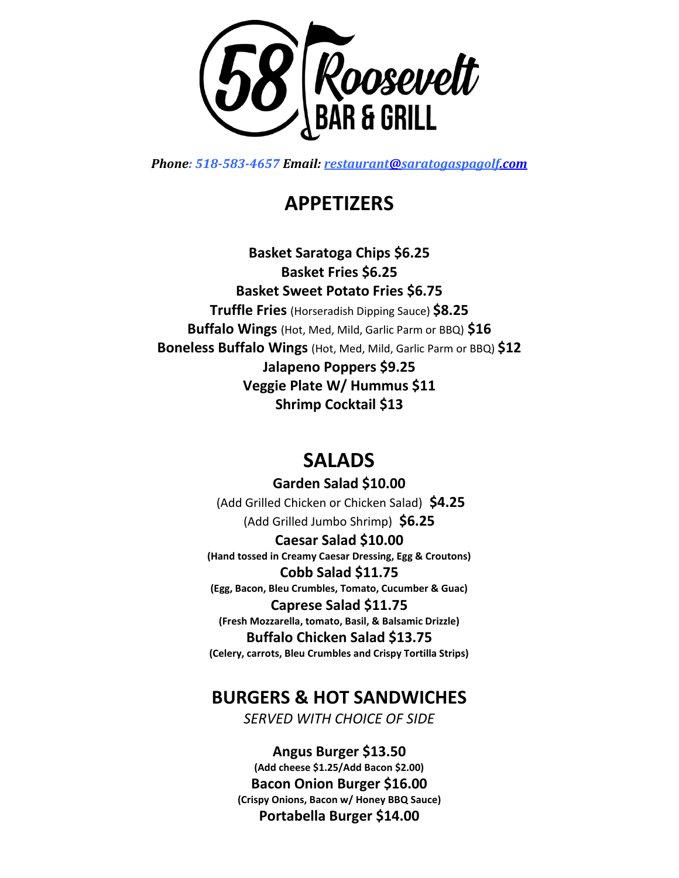# 58 Roosevelt BAR & GRILL

***Phone**: 518-583-4657* ***Email:** restaurant@saratogaspagolf.com*

## APPETIZERS

**Basket Saratoga Chips $6.25**
**Basket Fries $6.25**
**Basket Sweet Potato Fries $6.75**
**Truffle Fries** (Horseradish Dipping Sauce) **$8.25**
**Buffalo Wings** (Hot, Med, Mild, Garlic Parm or BBQ) **$16**
**Boneless Buffalo Wings** (Hot, Med, Mild, Garlic Parm or BBQ) **$12**
**Jalapeno Poppers $9.25**
**Veggie Plate W/ Hummus $11**
**Shrimp Cocktail $13**

## SALADS

**Garden Salad $10.00**
(Add Grilled Chicken or Chicken Salad) **$4.25**
(Add Grilled Jumbo Shrimp) **$6.25**

**Caesar Salad $10.00**
**(Hand tossed in Creamy Caesar Dressing, Egg & Croutons)**

**Cobb Salad $11.75**
**(Egg, Bacon, Bleu Crumbles, Tomato, Cucumber & Guac)**

**Caprese Salad $11.75**
**(Fresh Mozzarella, tomato, Basil, & Balsamic Drizzle)**

**Buffalo Chicken Salad $13.75**
**(Celery, carrots, Bleu Crumbles and Crispy Tortilla Strips)**

## BURGERS & HOT SANDWICHES

*SERVED WITH CHOICE OF SIDE*

**Angus Burger $13.50**
**(Add cheese $1.25/Add Bacon $2.00)**

**Bacon Onion Burger $16.00**
**(Crispy Onions, Bacon w/ Honey BBQ Sauce)**

**Portabella Burger $14.00**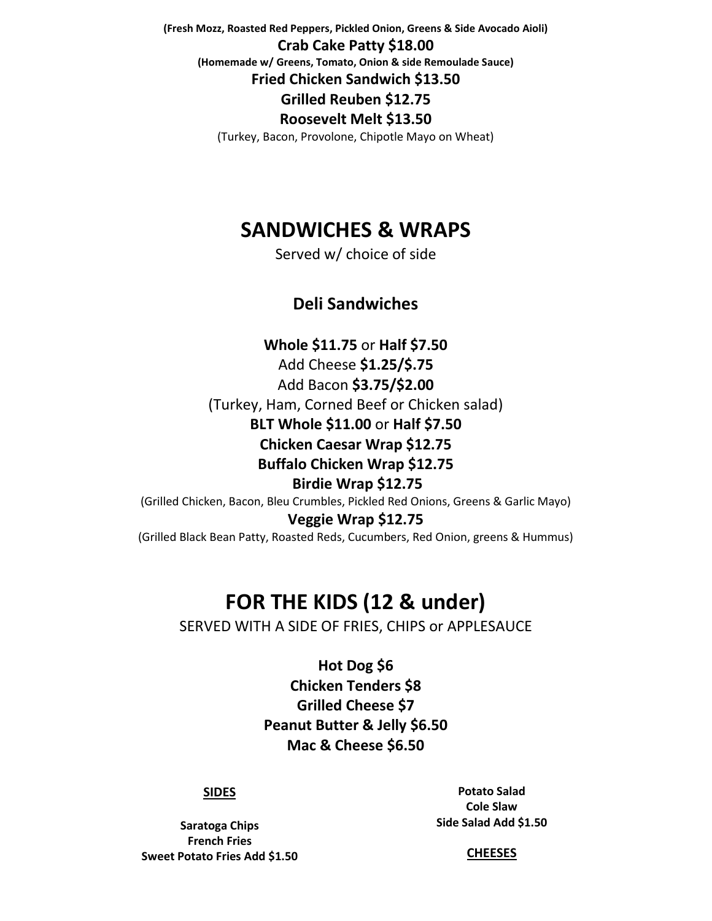**(Fresh Mozz, Roasted Red Peppers, Pickled Onion, Greens & Side Avocado Aioli)**

**Crab Cake Patty $18.00**

**(Homemade w/ Greens, Tomato, Onion & side Remoulade Sauce)**

**Fried Chicken Sandwich $13.50**

**Grilled Reuben $12.75**

**Roosevelt Melt $13.50**

(Turkey, Bacon, Provolone, Chipotle Mayo on Wheat)

## SANDWICHES & WRAPS

Served w/ choice of side

### Deli Sandwiches

**Whole $11.75** or **Half $7.50**

Add Cheese **$1.25/$.75**

Add Bacon **$3.75/$2.00**

(Turkey, Ham, Corned Beef or Chicken salad)

**BLT Whole $11.00** or **Half $7.50**

**Chicken Caesar Wrap $12.75**

**Buffalo Chicken Wrap $12.75**

**Birdie Wrap $12.75**

(Grilled Chicken, Bacon, Bleu Crumbles, Pickled Red Onions, Greens & Garlic Mayo)

**Veggie Wrap $12.75**

(Grilled Black Bean Patty, Roasted Reds, Cucumbers, Red Onion, greens & Hummus)

## FOR THE KIDS (12 & under)

SERVED WITH A SIDE OF FRIES, CHIPS or APPLESAUCE

**Hot Dog $6**

**Chicken Tenders $8**

**Grilled Cheese $7**

**Peanut Butter & Jelly $6.50**

**Mac & Cheese $6.50**

**SIDES**

**Saratoga Chips**

**French Fries**

**Sweet Potato Fries Add $1.50**

**Potato Salad**

**Cole Slaw**

**Side Salad Add $1.50**

**CHEESES**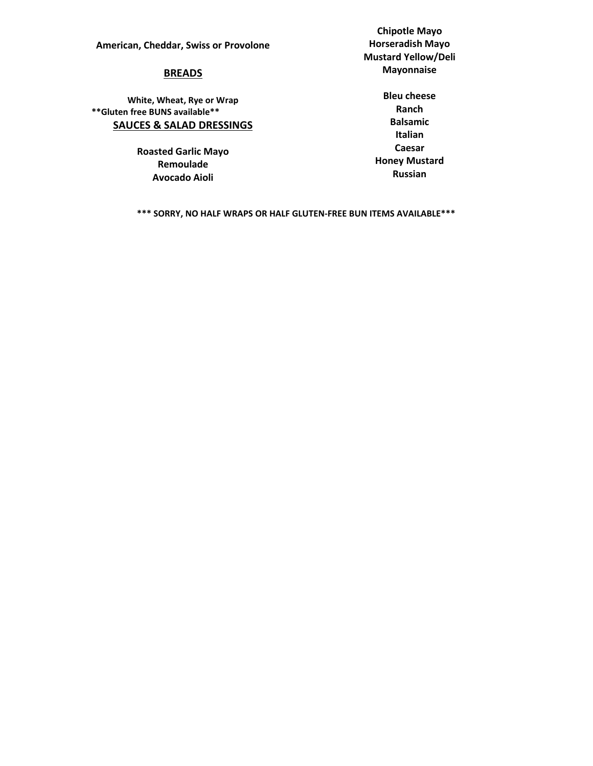**American, Cheddar, Swiss or Provolone**

## BREADS

**White, Wheat, Rye or Wrap**

****Gluten free BUNS available****

## SAUCES & SALAD DRESSINGS

**Roasted Garlic Mayo**
**Remoulade**
**Avocado Aioli**

**Chipotle Mayo**
**Horseradish Mayo**
**Mustard Yellow/Deli**
**Mayonnaise**

**Bleu cheese**
**Ranch**
**Balsamic**
**Italian**
**Caesar**
**Honey Mustard**
**Russian**

***** SORRY, NO HALF WRAPS OR HALF GLUTEN-FREE BUN ITEMS AVAILABLE*****